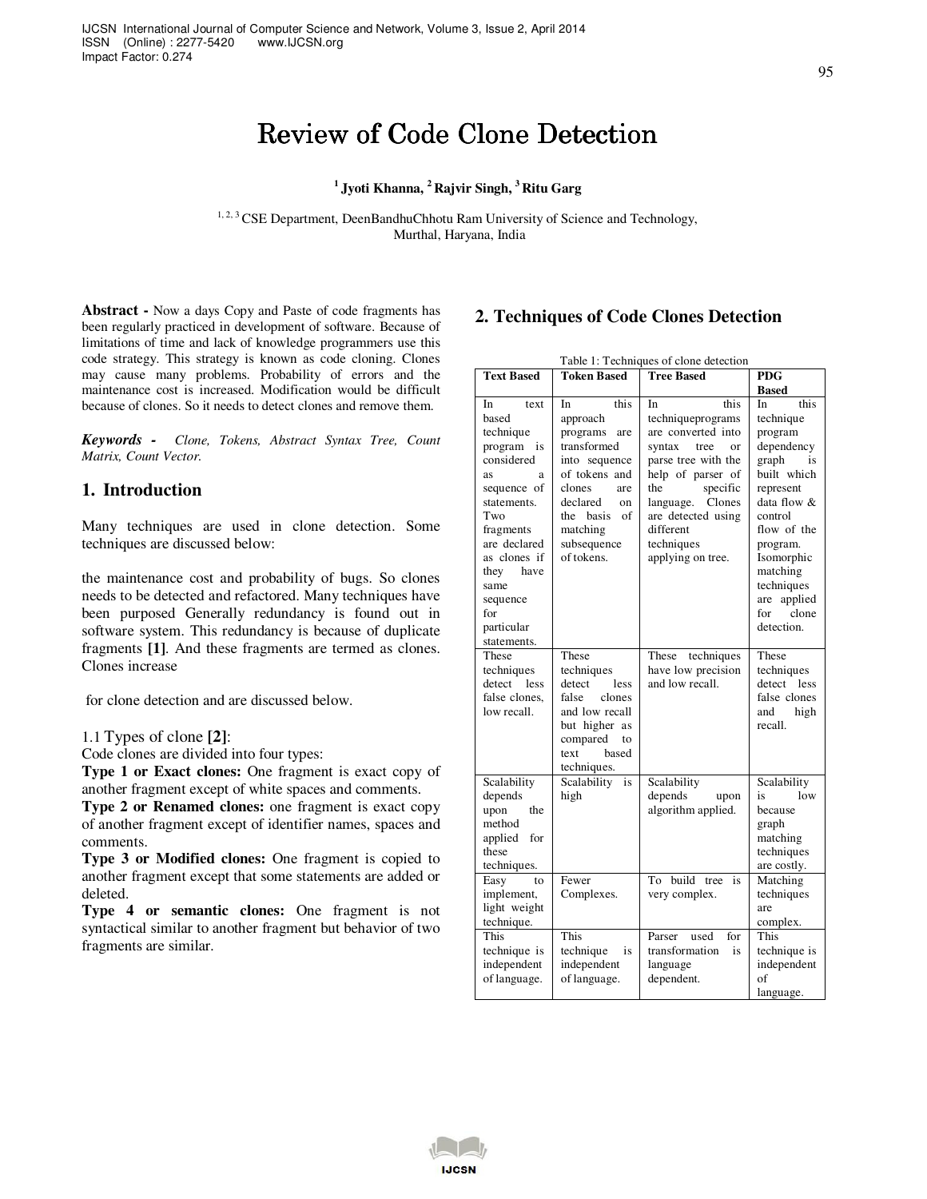# Review of Code Clone Detection

**[1] Jyoti Khanna, [2] Rajvir Singh, [3] Ritu Garg**

[1, 2, 3] CSE Department, DeenBandhuChhotu Ram University of Science and Technology, Murthal, Haryana, India

**Abstract -** Now a days Copy and Paste of code fragments has been regularly practiced in development of software. Because of limitations of time and lack of knowledge programmers use this code strategy. This strategy is known as code cloning. Clones may cause many problems. Probability of errors and the maintenance cost is increased. Modification would be difficult because of clones. So it needs to detect clones and remove them.

***Keywords -*** *Clone, Tokens, Abstract Syntax Tree, Count Matrix, Count Vector.*

## 1. Introduction

Many techniques are used in clone detection. Some techniques are discussed below:

the maintenance cost and probability of bugs. So clones needs to be detected and refactored. Many techniques have been purposed Generally redundancy is found out in software system. This redundancy is because of duplicate fragments **[1]**. And these fragments are termed as clones. Clones increase

for clone detection and are discussed below.

1.1 Types of clone **[2]**:

Code clones are divided into four types:

**Type 1 or Exact clones:** One fragment is exact copy of another fragment except of white spaces and comments.

**Type 2 or Renamed clones:** one fragment is exact copy of another fragment except of identifier names, spaces and comments.

**Type 3 or Modified clones:** One fragment is copied to another fragment except that some statements are added or deleted.

**Type 4 or semantic clones:** One fragment is not syntactical similar to another fragment but behavior of two fragments are similar.

## 2. Techniques of Code Clones Detection

Table 1: Techniques of clone detection

| Text Based | Token Based | Tree Based | PDG Based |
|---|---|---|---|
| In text based technique program is considered as a sequence of statements. Two fragments are declared as clones if they have same sequence for particular statements. | In this approach programs are transformed into sequence of tokens and clones are declared on the basis of matching subsequence of tokens. | In this techniqueprograms are converted into syntax tree or parse tree with the help of parser of the specific language. Clones are detected using different techniques applying on tree. | In this technique program dependency graph is built which represent data flow & control flow of the program. Isomorphic matching techniques are applied for clone detection. |
| These techniques detect less false clones, low recall. | These techniques detect less false clones and low recall but higher as compared to text based techniques. | These techniques have low precision and low recall. | These techniques detect less false clones and high recall. |
| Scalability depends upon the method applied for these techniques. | Scalability is high | Scalability depends upon algorithm applied. | Scalability is low because graph matching techniques are costly. |
| Easy to implement, light weight technique. | Fewer Complexes. | To build tree is very complex. | Matching techniques are complex. |
| This technique is independent of language. | This technique is independent of language. | Parser used for transformation is language dependent. | This technique is independent of language. |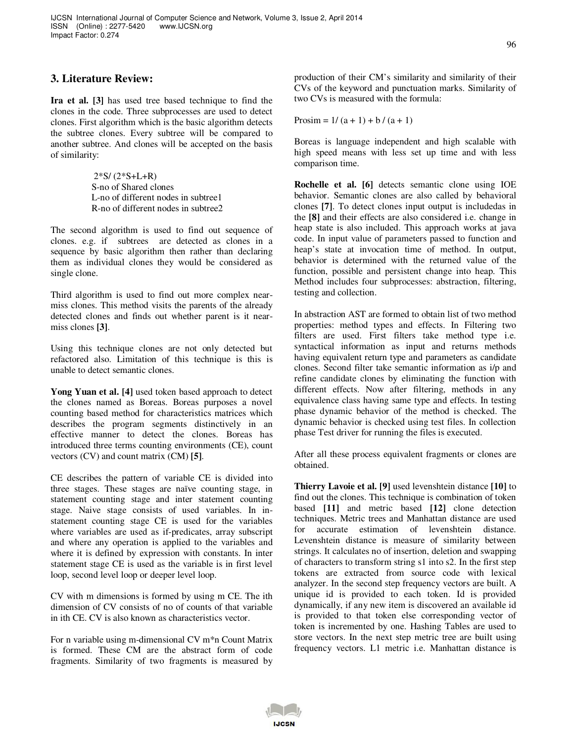## 3. Literature Review:

**Ira et al. [3]** has used tree based technique to find the clones in the code. Three subprocesses are used to detect clones. First algorithm which is the basic algorithm detects the subtree clones. Every subtree will be compared to another subtree. And clones will be accepted on the basis of similarity:

$$2*S/(2*S+L+R)$$

S-no of Shared clones
L-no of different nodes in subtree1
R-no of different nodes in subtree2

The second algorithm is used to find out sequence of clones. e.g. if subtrees are detected as clones in a sequence by basic algorithm then rather than declaring them as individual clones they would be considered as single clone.

Third algorithm is used to find out more complex near-miss clones. This method visits the parents of the already detected clones and finds out whether parent is it near-miss clones **[3]**.

Using this technique clones are not only detected but refactored also. Limitation of this technique is this is unable to detect semantic clones.

**Yong Yuan et al. [4]** used token based approach to detect the clones named as Boreas. Boreas purposes a novel counting based method for characteristics matrices which describes the program segments distinctively in an effective manner to detect the clones. Boreas has introduced three terms counting environments (CE), count vectors (CV) and count matrix (CM) **[5]**.

CE describes the pattern of variable CE is divided into three stages. These stages are naïve counting stage, in statement counting stage and inter statement counting stage. Naive stage consists of used variables. In in-statement counting stage CE is used for the variables where variables are used as if-predicates, array subscript and where any operation is applied to the variables and where it is defined by expression with constants. In inter statement stage CE is used as the variable is in first level loop, second level loop or deeper level loop.

CV with m dimensions is formed by using m CE. The ith dimension of CV consists of no of counts of that variable in ith CE. CV is also known as characteristics vector.

For n variable using m-dimensional CV m*n Count Matrix is formed. These CM are the abstract form of code fragments. Similarity of two fragments is measured by production of their CM's similarity and similarity of their CVs of the keyword and punctuation marks. Similarity of two CVs is measured with the formula:

$$\text{Prosim} = 1/(a+1) + b/(a+1)$$

Boreas is language independent and high scalable with high speed means with less set up time and with less comparison time.

**Rochelle et al. [6]** detects semantic clone using IOE behavior. Semantic clones are also called by behavioral clones **[7]**. To detect clones input output is includedas in the **[8]** and their effects are also considered i.e. change in heap state is also included. This approach works at java code. In input value of parameters passed to function and heap's state at invocation time of method. In output, behavior is determined with the returned value of the function, possible and persistent change into heap. This Method includes four subprocesses: abstraction, filtering, testing and collection.

In abstraction AST are formed to obtain list of two method properties: method types and effects. In Filtering two filters are used. First filters take method type i.e. syntactical information as input and returns methods having equivalent return type and parameters as candidate clones. Second filter take semantic information as i/p and refine candidate clones by eliminating the function with different effects. Now after filtering, methods in any equivalence class having same type and effects. In testing phase dynamic behavior of the method is checked. The dynamic behavior is checked using test files. In collection phase Test driver for running the files is executed.

After all these process equivalent fragments or clones are obtained.

**Thierry Lavoie et al. [9]** used levenshtein distance **[10]** to find out the clones. This technique is combination of token based **[11]** and metric based **[12]** clone detection techniques. Metric trees and Manhattan distance are used for accurate estimation of levenshtein distance. Levenshtein distance is measure of similarity between strings. It calculates no of insertion, deletion and swapping of characters to transform string s1 into s2. In the first step tokens are extracted from source code with lexical analyzer. In the second step frequency vectors are built. A unique id is provided to each token. Id is provided dynamically, if any new item is discovered an available id is provided to that token else corresponding vector of token is incremented by one. Hashing Tables are used to store vectors. In the next step metric tree are built using frequency vectors. L1 metric i.e. Manhattan distance is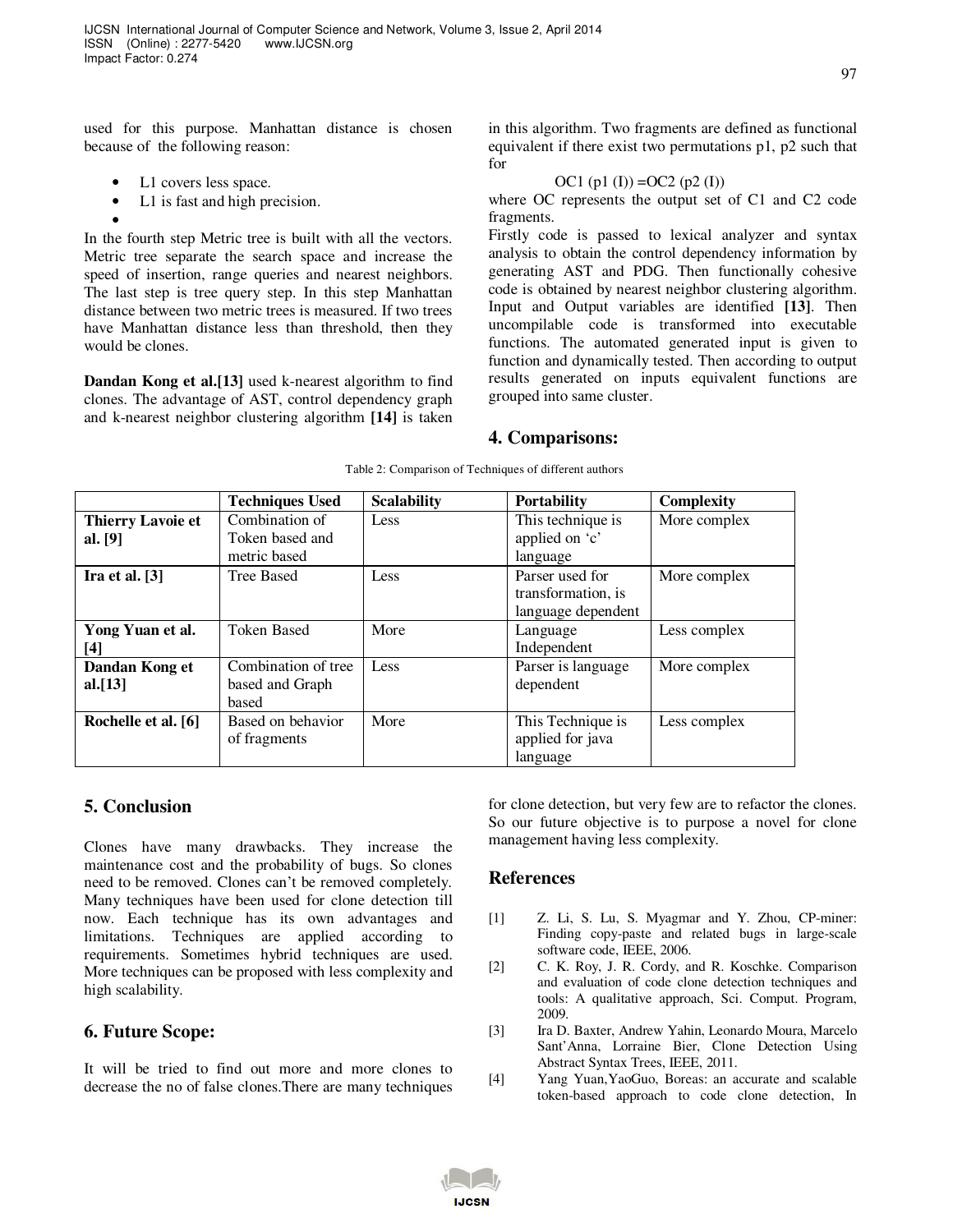used for this purpose. Manhattan distance is chosen because of the following reason:

- L1 covers less space.
- L1 is fast and high precision.

In the fourth step Metric tree is built with all the vectors. Metric tree separate the search space and increase the speed of insertion, range queries and nearest neighbors. The last step is tree query step. In this step Manhattan distance between two metric trees is measured. If two trees have Manhattan distance less than threshold, then they would be clones.

**Dandan Kong et al.[13]** used k-nearest algorithm to find clones. The advantage of AST, control dependency graph and k-nearest neighbor clustering algorithm **[14]** is taken in this algorithm. Two fragments are defined as functional equivalent if there exist two permutations p1, p2 such that for

$$OC1 (p1 (I)) = OC2 (p2 (I))$$

where OC represents the output set of C1 and C2 code fragments.

Firstly code is passed to lexical analyzer and syntax analysis to obtain the control dependency information by generating AST and PDG. Then functionally cohesive code is obtained by nearest neighbor clustering algorithm. Input and Output variables are identified **[13]**. Then uncompilable code is transformed into executable functions. The automated generated input is given to function and dynamically tested. Then according to output results generated on inputs equivalent functions are grouped into same cluster.

## 4. Comparisons:

Table 2: Comparison of Techniques of different authors

| | Techniques Used | Scalability | Portability | Complexity |
|---|---|---|---|---|
| **Thierry Lavoie et al. [9]** | Combination of Token based and metric based | Less | This technique is applied on 'c' language | More complex |
| **Ira et al. [3]** | Tree Based | Less | Parser used for transformation, is language dependent | More complex |
| **Yong Yuan et al. [4]** | Token Based | More | Language Independent | Less complex |
| **Dandan Kong et al.[13]** | Combination of tree based and Graph based | Less | Parser is language dependent | More complex |
| **Rochelle et al. [6]** | Based on behavior of fragments | More | This Technique is applied for java language | Less complex |

## 5. Conclusion

Clones have many drawbacks. They increase the maintenance cost and the probability of bugs. So clones need to be removed. Clones can't be removed completely. Many techniques have been used for clone detection till now. Each technique has its own advantages and limitations. Techniques are applied according to requirements. Sometimes hybrid techniques are used. More techniques can be proposed with less complexity and high scalability.

## 6. Future Scope:

It will be tried to find out more and more clones to decrease the no of false clones.There are many techniques for clone detection, but very few are to refactor the clones. So our future objective is to purpose a novel for clone management having less complexity.

## References

[1] Z. Li, S. Lu, S. Myagmar and Y. Zhou, CP-miner: Finding copy-paste and related bugs in large-scale software code, IEEE, 2006.

[2] C. K. Roy, J. R. Cordy, and R. Koschke. Comparison and evaluation of code clone detection techniques and tools: A qualitative approach, Sci. Comput. Program, 2009.

[3] Ira D. Baxter, Andrew Yahin, Leonardo Moura, Marcelo Sant'Anna, Lorraine Bier, Clone Detection Using Abstract Syntax Trees, IEEE, 2011.

[4] Yang Yuan,YaoGuo, Boreas: an accurate and scalable token-based approach to code clone detection, In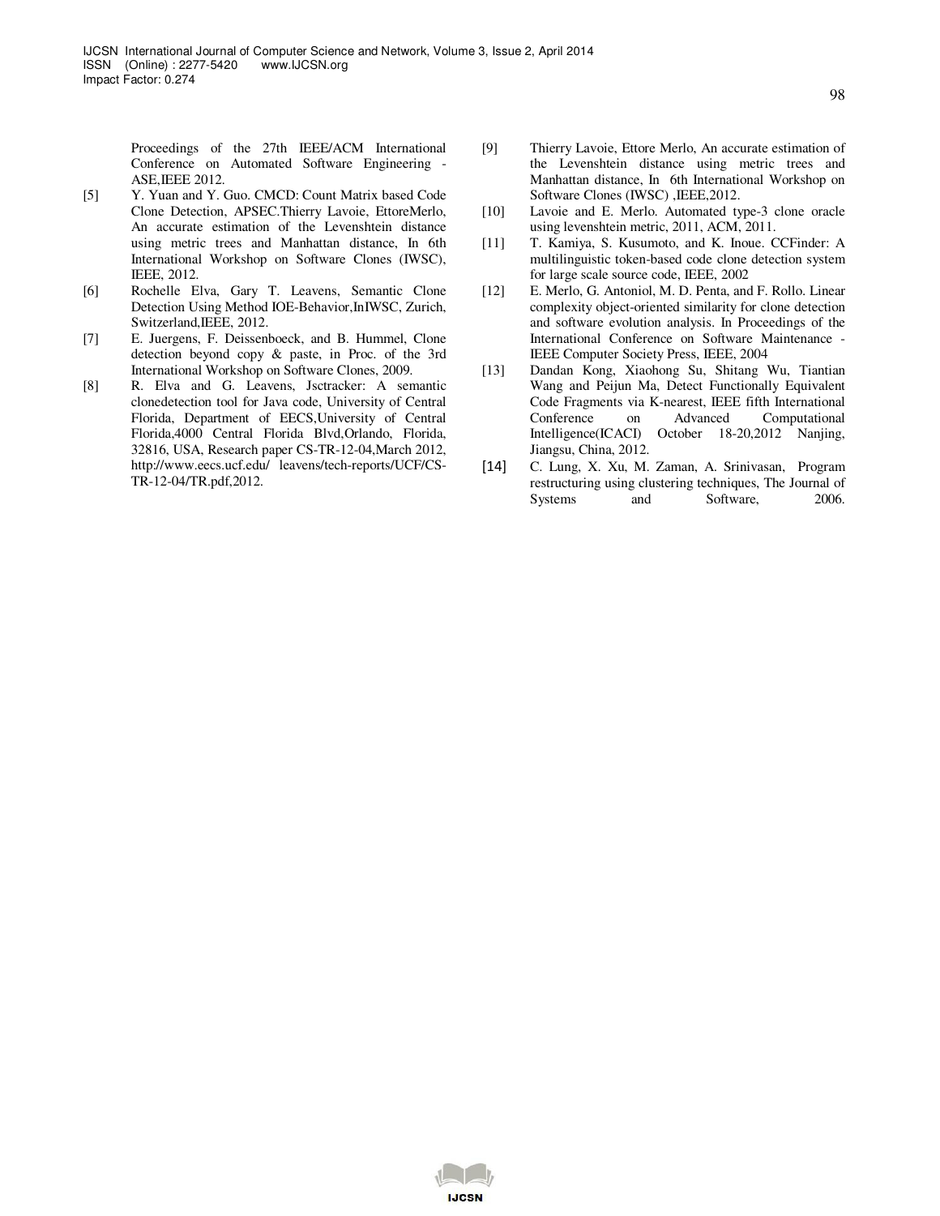Proceedings of the 27th IEEE/ACM International Conference on Automated Software Engineering - ASE,IEEE 2012.

[5] Y. Yuan and Y. Guo. CMCD: Count Matrix based Code Clone Detection, APSEC.Thierry Lavoie, EttoreMerlo, An accurate estimation of the Levenshtein distance using metric trees and Manhattan distance, In 6th International Workshop on Software Clones (IWSC), IEEE, 2012.

[6] Rochelle Elva, Gary T. Leavens, Semantic Clone Detection Using Method IOE-Behavior,InIWSC, Zurich, Switzerland,IEEE, 2012.

[7] E. Juergens, F. Deissenboeck, and B. Hummel, Clone detection beyond copy & paste, in Proc. of the 3rd International Workshop on Software Clones, 2009.

[8] R. Elva and G. Leavens, Jsctracker: A semantic clonedetection tool for Java code, University of Central Florida, Department of EECS,University of Central Florida,4000 Central Florida Blvd,Orlando, Florida, 32816, USA, Research paper CS-TR-12-04,March 2012, http://www.eecs.ucf.edu/ leavens/tech-reports/UCF/CS-TR-12-04/TR.pdf,2012.

[9] Thierry Lavoie, Ettore Merlo, An accurate estimation of the Levenshtein distance using metric trees and Manhattan distance, In 6th International Workshop on Software Clones (IWSC) ,IEEE,2012.

[10] Lavoie and E. Merlo. Automated type-3 clone oracle using levenshtein metric, 2011, ACM, 2011.

[11] T. Kamiya, S. Kusumoto, and K. Inoue. CCFinder: A multilinguistic token-based code clone detection system for large scale source code, IEEE, 2002

[12] E. Merlo, G. Antoniol, M. D. Penta, and F. Rollo. Linear complexity object-oriented similarity for clone detection and software evolution analysis. In Proceedings of the International Conference on Software Maintenance - IEEE Computer Society Press, IEEE, 2004

[13] Dandan Kong, Xiaohong Su, Shitang Wu, Tiantian Wang and Peijun Ma, Detect Functionally Equivalent Code Fragments via K-nearest, IEEE fifth International Conference on Advanced Computational Intelligence(ICACI) October 18-20,2012 Nanjing, Jiangsu, China, 2012.

[14] C. Lung, X. Xu, M. Zaman, A. Srinivasan, Program restructuring using clustering techniques, The Journal of Systems and Software, 2006.